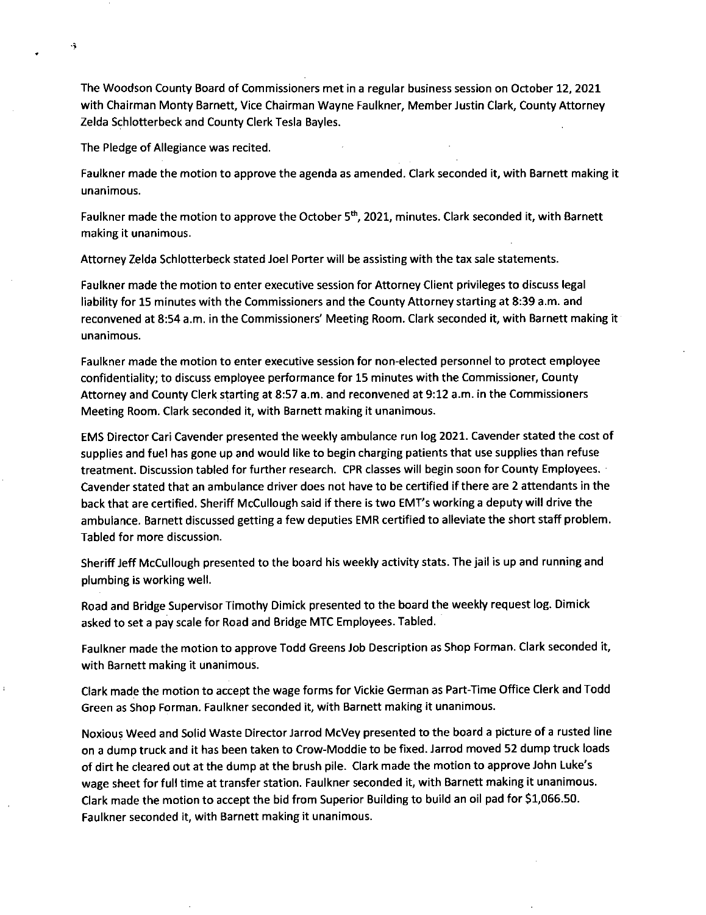The Woodson County Board of Commissioners met in a regular business session on October 12, 2021 with Chairman Monty Barnett, Vice Chairman Wayne Faulkner, Member Justin Clark, County Attorney Zelda Schlotterbeck and County Clerk Tesla Bayles.

The Pledge of Allegiance was recited.

Faulkner made the motion to approve the agenda as amended. Clark seconded it, with Barnett making it unanimous.

Faulkner made the motion to approve the October 5th, 2021, minutes. Clark seconded it, with Barnett making it unanimous.

Attorney Zelda Schlotterbeck stated Joel Porter will be assisting with the tax sale statements.

Faulkner made the motion to enter executive session for Attorney Client privileges to discuss legal liability for 15 minutes with the Commissioners and the County Attorney starting at 8:39 a.m. and reconvened at 8:54 a.m. in the Commissioners' Meeting Room. Clark seconded it, with Barnett making it unanimous.

Faulkner made the motion to enter executive session for non-elected personnel to protect employee confidentiality; to discuss employee performance for 15 minutes with the Commissioner, County Attorney and County Clerk starting at 8:57 a.m. and reconvened at 9:12 a.m. in the Commissioners Meeting Room. Clark seconded it, with Barnett making it unanimous.

EMS Director Cari Cavender presented the weekly ambulance run log 2021. Cavender stated the cost of supplies and fuel has gone up and would like to begin charging patients that use supplies than refuse treatment. Discussion tabled for further research. CPR classes will begin soon for County Employees. Cavender stated that an ambulance driver does not have to be certified if there are 2 attendants in the back that are certified. Sheriff McCullough said if there is two EMT's working a deputy will drive the ambulance. Barnett discussed getting a few deputies EMR certified to alleviate the short staff problem. Tabled for more discussion.

Sheriff Jeff McCullough presented to the board his weekly activity stats. The jail is up and running and plumbing is working well.

Road and Bridge Supervisor Timothy Dimick presented to the board the weekly request log. Dimick asked to set a pay scale for Road and Bridge MTC Employees. Tabled.

Faulkner made the motion to approve Todd Greens Job Description as Shop Forman. Clark seconded it, with Barnett making it unanimous.

Clark made the motion to accept the wage forms for Vickie German as Part-Time Office Clerk and Todd Green as Shop Forman. Faulkner seconded it, with Barnett making it unanimous.

Noxious Weed and Solid Waste Director Jarrod McVey presented to the board a picture of a rusted line on a dump truck and it has been taken to Crow-Moddie to be fixed. Jarrod moved 52 dump truck loads of dirt he cleared out at the dump at the brush pile. Clark made the motion to approve John Luke's wage sheet for full time at transfer station. Faulkner seconded it, with Barnett making it unanimous. Clark made the motion to accept the bid from Superior Building to build an oil pad for $1,066.50. Faulkner seconded it, with Barnett making it unanimous.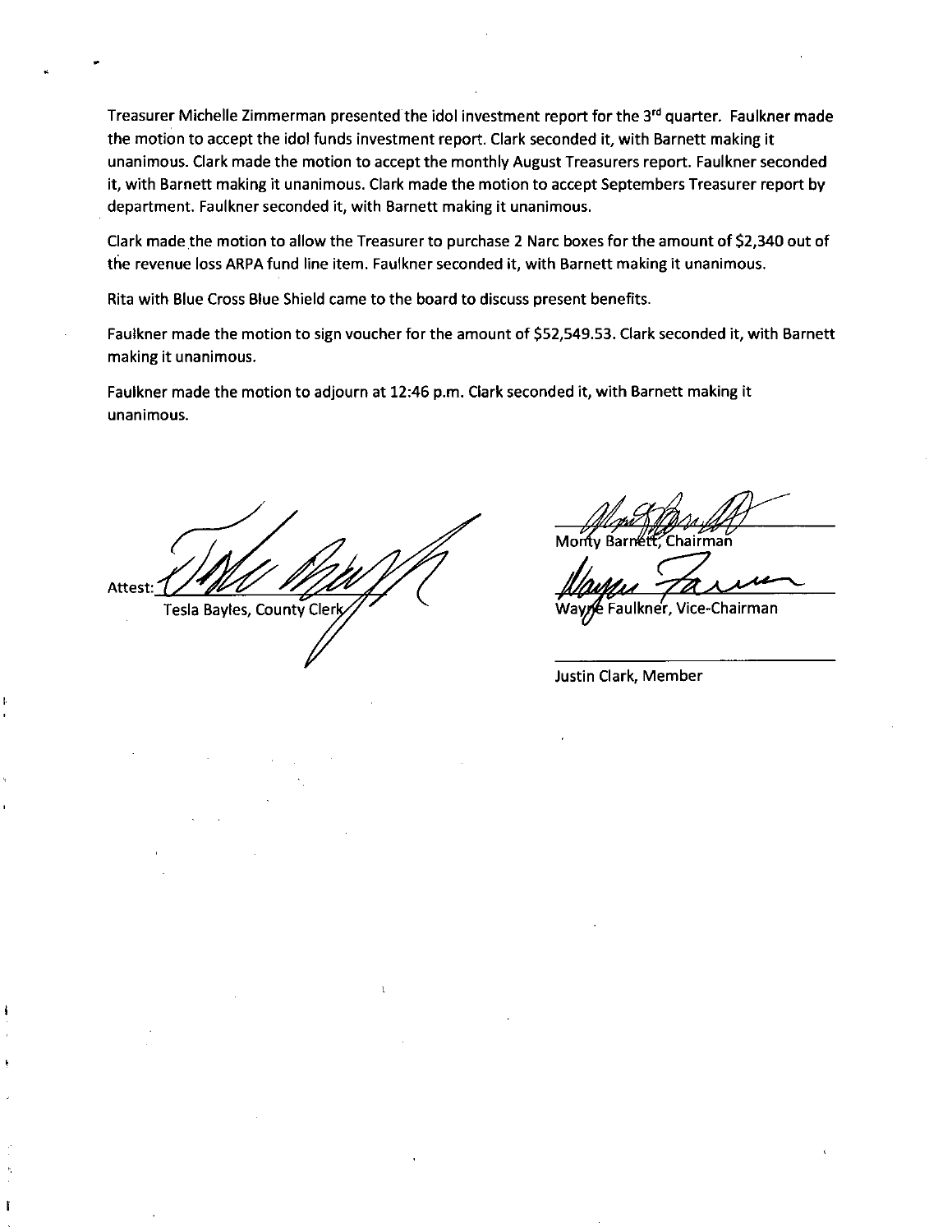Treasurer Michelle Zimmerman presented the idol investment report for the 3rd quarter. Faulkner made the motion to accept the idol funds investment report. Clark seconded it, with Barnett making it unanimous. Clark made the motion to accept the monthly August Treasurers report. Faulkner seconded it, with Barnett making it unanimous. Clark made the motion to accept Septembers Treasurer report by department. Faulkner seconded it, with Barnett making it unanimous.

Clark made the motion to allow the Treasurer to purchase 2 Narc boxes for the amount of $2,340 out of the revenue loss ARPA fund line item. Faulkner seconded it, with Barnett making it unanimous.

Rita with Blue Cross Blue Shield came to the board to discuss present benefits.

Faulkner made the motion to sign voucher for the amount of $52,549.53. Clark seconded it, with Barnett making it unanimous.

Faulkner made the motion to adjourn at 12:46 p.m. Clark seconded it, with Barnett making it unanimous.

Attest: ______________________
Tesla Bayles, County Clerk

______________________
Monty Barnett, Chairman

______________________
Wayne Faulkner, Vice-Chairman

______________________
Justin Clark, Member